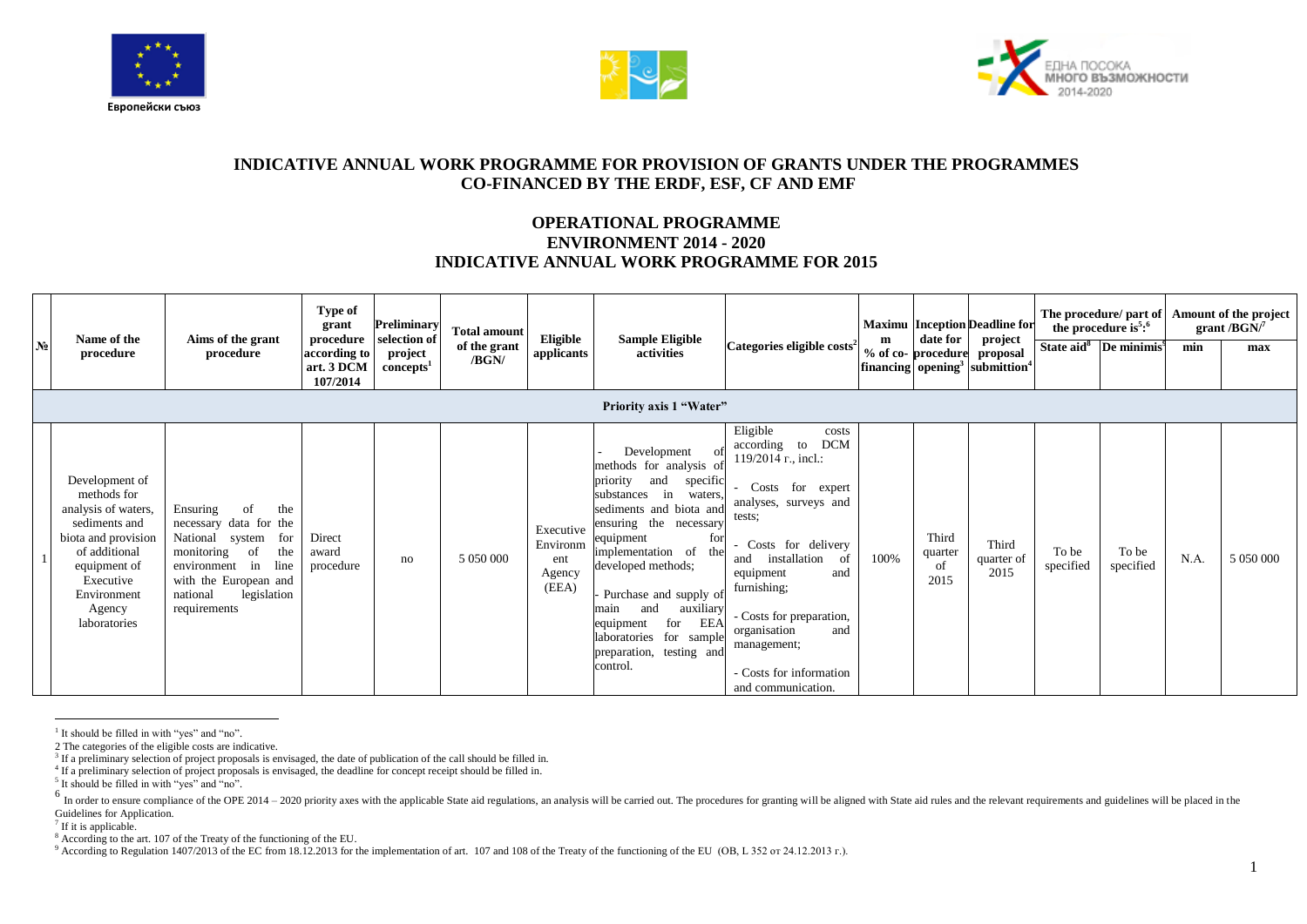Европейски съюз

ЕДНА ПОСОКА МНОГО ВЪЗМОЖНОСТИ 2014-2020

## INDICATIVE ANNUAL WORK PROGRAMME FOR PROVISION OF GRANTS UNDER THE PROGRAMMES CO-FINANCED BY THE ERDF, ESF, CF AND EMF

## OPERATIONAL PROGRAMME ENVIRONMENT 2014 - 2020 INDICATIVE ANNUAL WORK PROGRAMME FOR 2015

| № | Name of the procedure | Aims of the grant procedure | Type of grant procedure according to art. 3 DCM 107/2014 | Preliminary selection of project concepts[1] | Total amount of the grant /BGN/ | Eligible applicants | Sample Eligible activities | Categories eligible costs[2] | Maximum % of co-financing | Inception date for procedure opening[3] | Deadline for project proposal submittion[4] | The procedure/ part of the procedure is[5];[6] | | Amount of the project grant /BGN/[7] | |
|---|---|---|---|---|---|---|---|---|---|---|---|---|---|---|---|
| | | | | | | | | | | | | State aid[8] | De minimis[9] | min | max |
| **Priority axis 1 "Water"** | | | | | | | | | | | | | | | |
| 1 | Development of methods for analysis of waters, sediments and biota and provision of additional equipment of Executive Environment Agency laboratories | Ensuring of the necessary data for the National system for monitoring of the environment in line with the European and national legislation requirements | Direct award procedure | no | 5 050 000 | Executive Environment Agency (EEA) | - Development of methods for analysis of priority and specific substances in waters, sediments and biota and ensuring the necessary equipment for implementation of the developed methods;<br>- Purchase and supply of main and auxiliary equipment for EEA laboratories for sample preparation, testing and control. | Eligible costs according to DCM 119/2014 г., incl.:<br>- Costs for expert analyses, surveys and tests;<br>- Costs for delivery and installation of equipment and furnishing;<br>- Costs for preparation, organisation and management;<br>- Costs for information and communication. | 100% | Third quarter of 2015 | Third quarter of 2015 | To be specified | To be specified | N.A. | 5 050 000 |

[1] It should be filled in with "yes" and "no".

[2] The categories of the eligible costs are indicative.

[3] If a preliminary selection of project proposals is envisaged, the date of publication of the call should be filled in.

[4] If a preliminary selection of project proposals is envisaged, the deadline for concept receipt should be filled in.

[5] It should be filled in with "yes" and "no".

[6] In order to ensure compliance of the OPE 2014 – 2020 priority axes with the applicable State aid regulations, an analysis will be carried out. The procedures for granting will be aligned with State aid rules and the relevant requirements and guidelines will be placed in the Guidelines for Application.

[7] If it is applicable.

[8] According to the art. 107 of the Treaty of the functioning of the EU.

[9] According to Regulation 1407/2013 of the EC from 18.12.2013 for the implementation of art. 107 and 108 of the Treaty of the functioning of the EU (OB, L 352 от 24.12.2013 г.).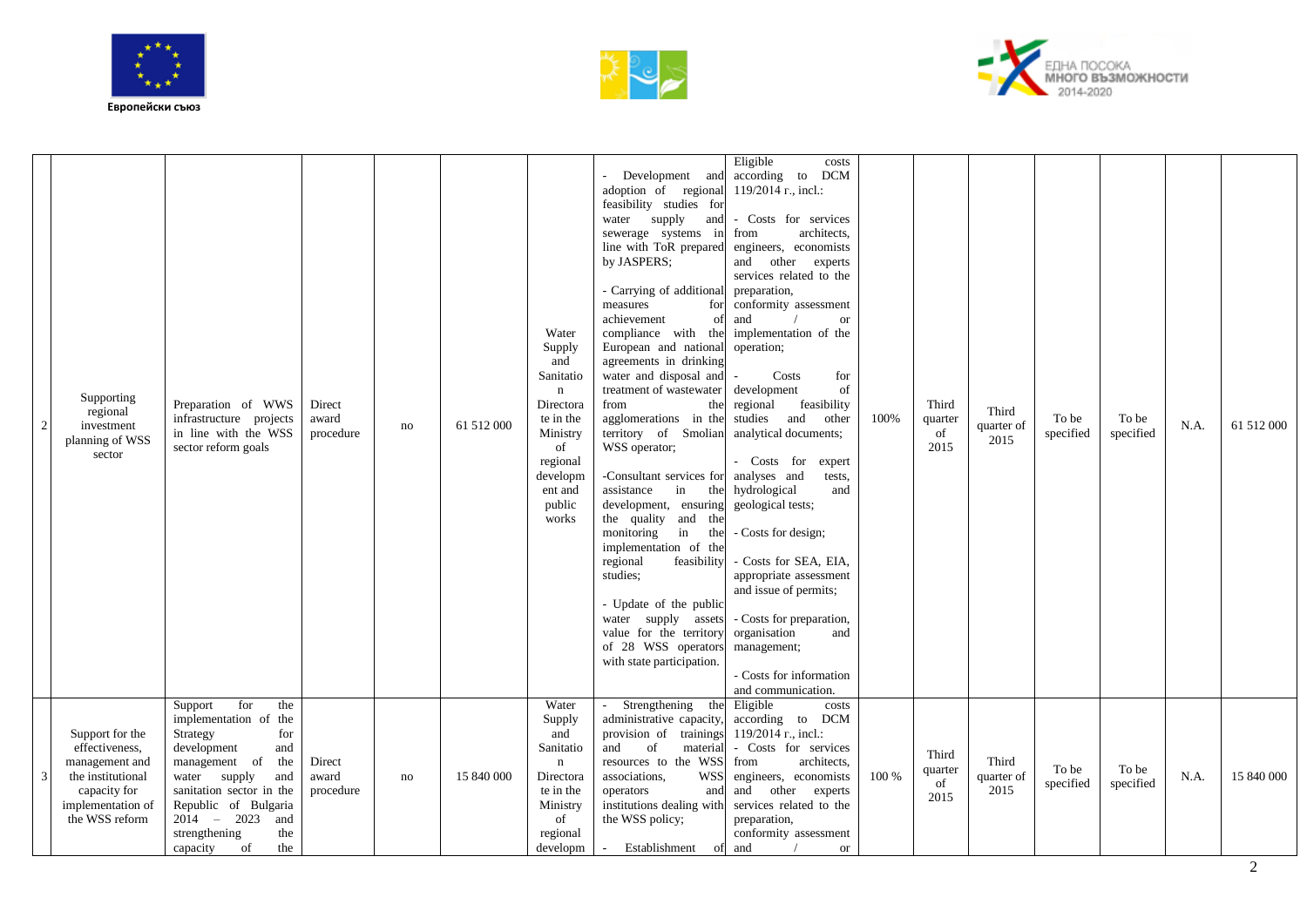Европейски съюз

ЕДНА ПОСОКА МНОГО ВЪЗМОЖНОСТИ 2014-2020

| | | | | | | | | | | | | | | | |
|---|---|---|---|---|---|---|---|---|---|---|---|---|---|---|---|
| 2 | Supporting regional investment planning of WSS sector | Preparation of WWS infrastructure projects in line with the WSS sector reform goals | Direct award procedure | no | 61 512 000 | Water Supply and Sanitation Directorate in the Ministry of regional development and public works | - Development and adoption of regional feasibility studies for water supply and sewerage systems in line with ToR prepared by JASPERS;<br><br>- Carrying of additional measures for achievement of compliance with the European and national agreements in drinking water and disposal and treatment of wastewater from the agglomerations in the territory of Smolian WSS operator;<br><br>-Consultant services for assistance in the development, ensuring the quality and the monitoring in the implementation of the regional feasibility studies;<br><br>- Update of the public water supply assets value for the territory of 28 WSS operators with state participation. | Eligible costs according to DCM 119/2014 г., incl.:<br><br>- Costs for services from architects, engineers, economists and other experts services related to the preparation, conformity assessment and / or implementation of the operation;<br><br>- Costs for development of regional feasibility studies and other analytical documents;<br><br>- Costs for expert analyses and tests, hydrological and geological tests;<br><br>- Costs for design;<br><br>- Costs for SEA, EIA, appropriate assessment and issue of permits;<br><br>- Costs for preparation, organisation and management;<br><br>- Costs for information and communication. | 100% | Third quarter of 2015 | Third quarter of 2015 | To be specified | To be specified | N.A. | 61 512 000 |
| 3 | Support for the effectiveness, management and the institutional capacity for implementation of the WSS reform | Support for the implementation of the Strategy for development and management of the water supply and sanitation sector in the Republic of Bulgaria 2014 – 2023 and strengthening the capacity of the | Direct award procedure | no | 15 840 000 | Water Supply and Sanitation Directorate in the Ministry of regional developm | - Strengthening the administrative capacity, provision of trainings and of material resources to the WSS associations, WSS operators and institutions dealing with the WSS policy;<br><br>- Establishment of | Eligible costs according to DCM 119/2014 г., incl.:<br>- Costs for services from architects, engineers, economists and other experts services related to the preparation, conformity assessment and / or | 100 % | Third quarter of 2015 | Third quarter of 2015 | To be specified | To be specified | N.A. | 15 840 000 |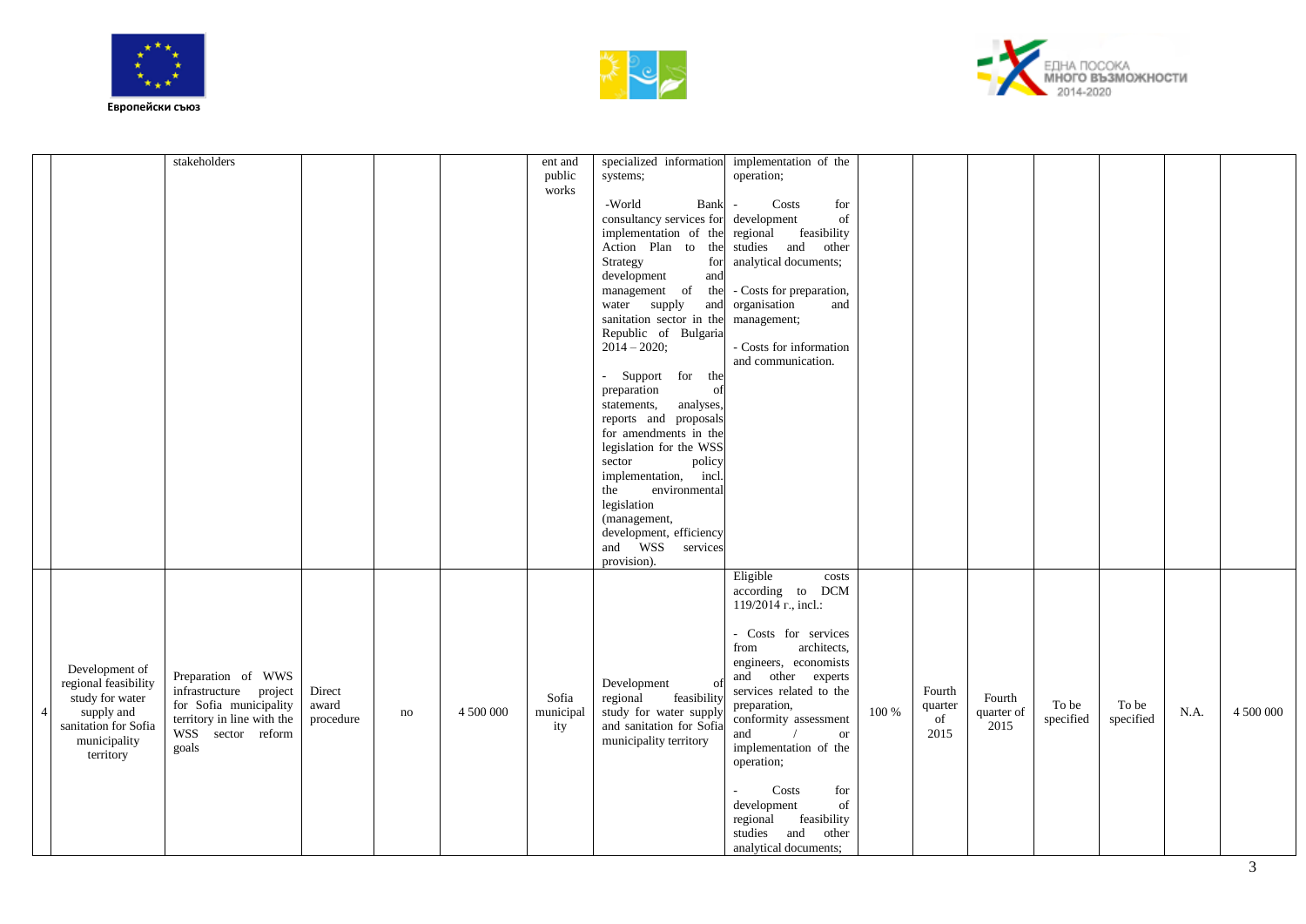| | | | | | | | | | | | | | | | |
|---|---|---|---|---|---|---|---|---|---|---|---|---|---|---|---|
| | | stakeholders | | | | ent and public works | specialized information systems;<br><br>-World Bank consultancy services for implementation of the Action Plan to the Strategy for development and management of the water supply and sanitation sector in the Republic of Bulgaria 2014 – 2020;<br><br>- Support for the preparation of statements, analyses, reports and proposals for amendments in the legislation for the WSS sector policy implementation, incl. the environmental legislation (management, development, efficiency and WSS services provision). | implementation of the operation;<br><br>- Costs for development of regional feasibility studies and other analytical documents;<br><br>- Costs for preparation, organisation and management;<br><br>- Costs for information and communication. | | | | | | | |
| 4 | Development of regional feasibility study for water supply and sanitation for Sofia municipality territory | Preparation of WWS infrastructure project for Sofia municipality territory in line with the WSS sector reform goals | Direct award procedure | no | 4 500 000 | Sofia municipality | Development of regional feasibility study for water supply and sanitation for Sofia municipality territory | Eligible costs according to DCM 119/2014 г., incl.:<br><br>- Costs for services from architects, engineers, economists and other experts services related to the preparation, conformity assessment and / or implementation of the operation;<br><br>- Costs for development of regional feasibility studies and other analytical documents; | 100 % | Fourth quarter of 2015 | Fourth quarter of 2015 | To be specified | To be specified | N.A. | 4 500 000 |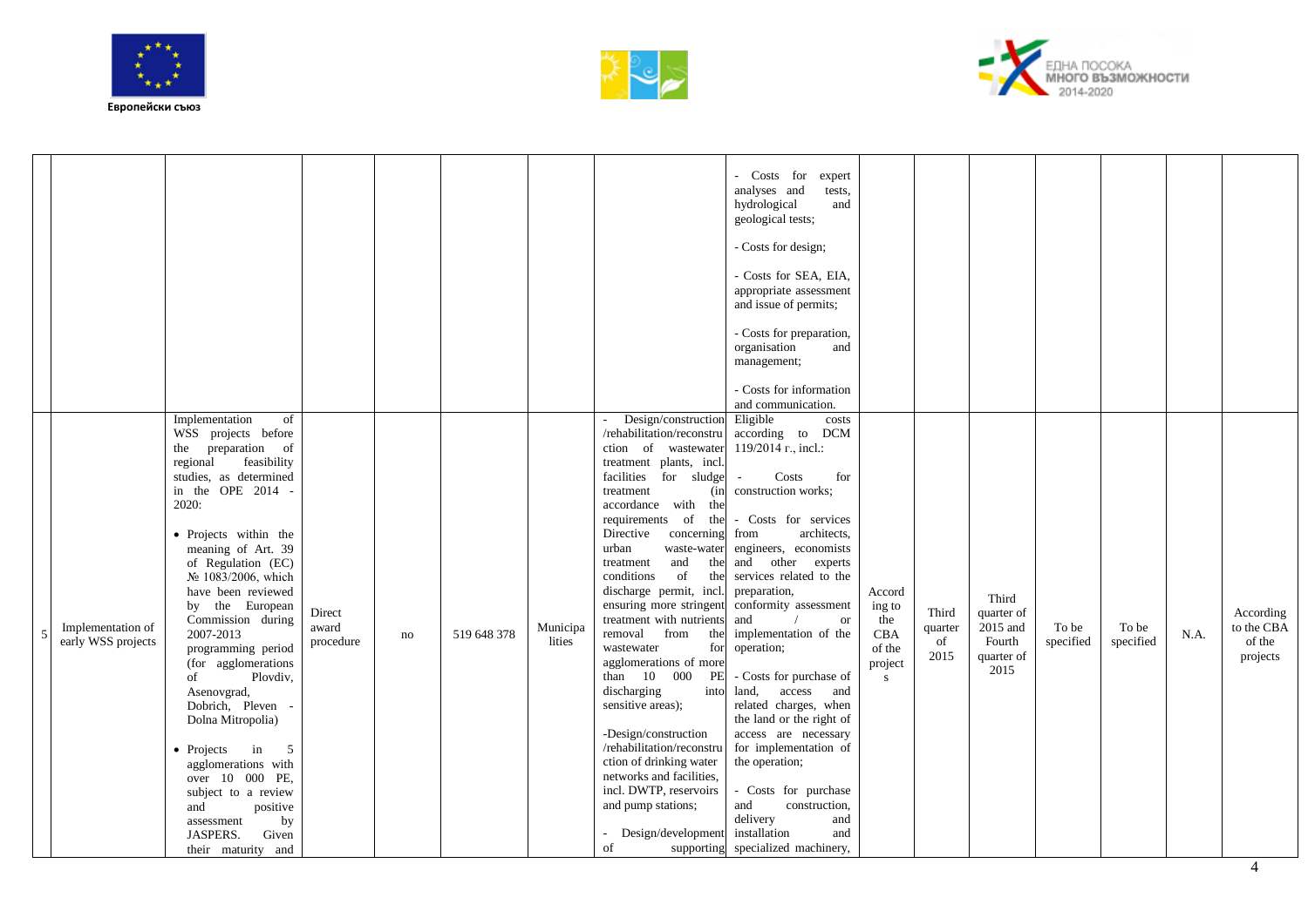| | | | | | | | | | | | | | | | | |
|---|---|---|---|---|---|---|---|---|---|---|---|---|---|---|---|---|
| | | | | | | | | - Costs for expert analyses and tests, hydrological and geological tests;<br><br>- Costs for design;<br><br>- Costs for SEA, EIA, appropriate assessment and issue of permits;<br><br>- Costs for preparation, organisation and management;<br><br>- Costs for information and communication. | | | | | | | |
| 5 | Implementation of early WSS projects | Implementation of WSS projects before the preparation of regional feasibility studies, as determined in the OPE 2014 - 2020:<br><br>• Projects within the meaning of Art. 39 of Regulation (EC) № 1083/2006, which have been reviewed by the European Commission during 2007-2013 programming period (for agglomerations of Plovdiv, Asenovgrad, Dobrich, Pleven - Dolna Mitropolia)<br><br>• Projects in 5 agglomerations with over 10 000 PE, subject to a review and positive assessment by JASPERS. Given their maturity and | Direct award procedure | no | 519 648 378 | Municipalities | - Design/construction /rehabilitation/reconstruction of wastewater treatment plants, incl. facilities for sludge treatment (in accordance with the requirements of the Directive concerning urban waste-water treatment and the conditions of the discharge permit, incl. ensuring more stringent treatment with nutrients removal from the wastewater for agglomerations of more than 10 000 PE discharging into sensitive areas);<br><br>-Design/construction /rehabilitation/reconstruction of drinking water networks and facilities, incl. DWTP, reservoirs and pump stations;<br><br>- Design/development of supporting | Eligible costs according to DCM 119/2014 г., incl.:<br><br>- Costs for construction works;<br><br>- Costs for services from architects, engineers, economists and other experts services related to the preparation, conformity assessment and / or implementation of the operation;<br><br>- Costs for purchase of land, access and related charges, when the land or the right of access are necessary for implementation of the operation;<br><br>- Costs for purchase and construction, delivery and installation and specialized machinery, | According to the CBA of the projects | Third quarter of 2015 | Third quarter of 2015 and Fourth quarter of 2015 | To be specified | To be specified | N.A. | According to the CBA of the projects |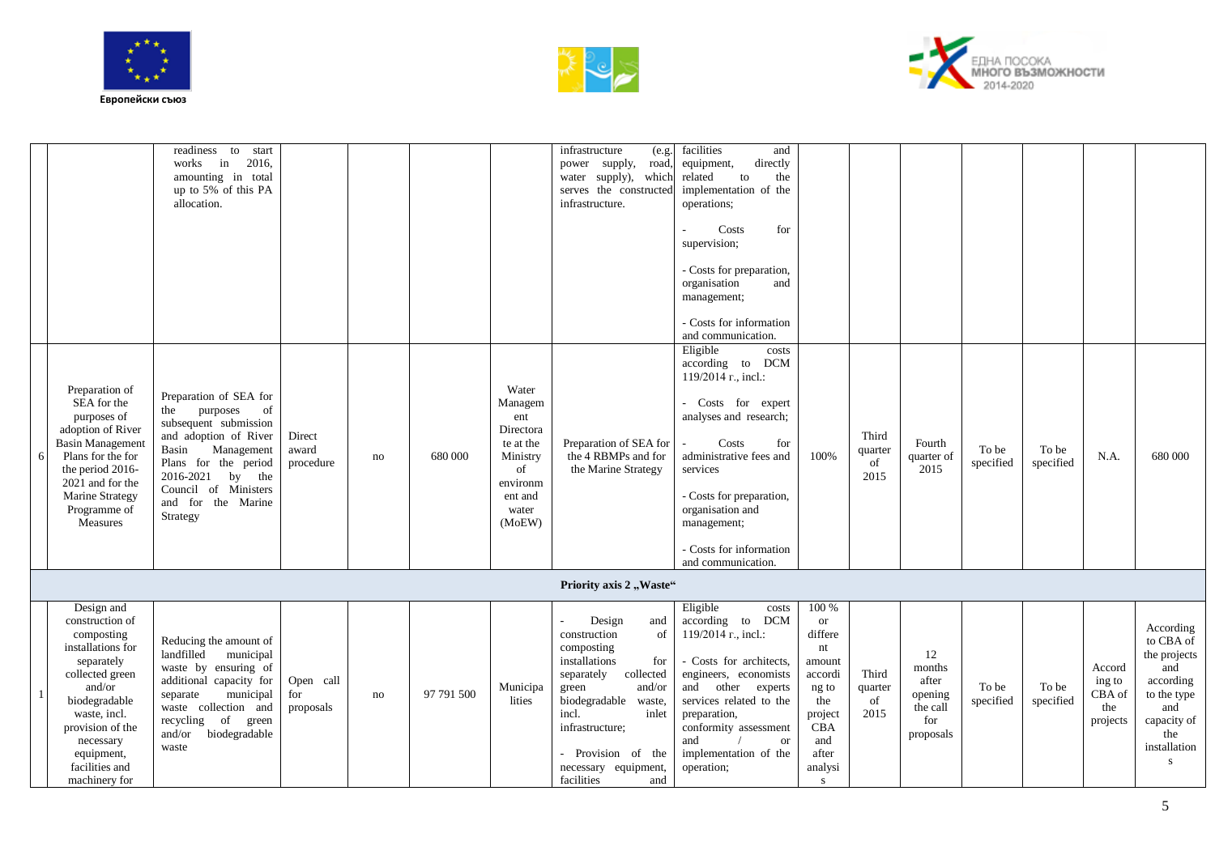| | | | | | | | | | | | | | | | |
|---|---|---|---|---|---|---|---|---|---|---|---|---|---|---|---|
| | | readiness to start works in 2016, amounting in total up to 5% of this PA allocation. | | | | | infrastructure (e.g. power supply, road, water supply), which serves the constructed infrastructure. | facilities and equipment, directly related to the implementation of the operations;<br><br>- Costs for supervision;<br><br>- Costs for preparation, organisation and management;<br><br>- Costs for information and communication. | | | | | | | |
| 6 | Preparation of SEA for the purposes of adoption of River Basin Management Plans for the for the period 2016-2021 and for the Marine Strategy Programme of Measures | Preparation of SEA for the purposes of subsequent submission and adoption of River Basin Management Plans for the period 2016-2021 by the Council of Ministers and for the Marine Strategy | Direct award procedure | no | 680 000 | Water Management Directorate at the Ministry of environment and water (MoEW) | Preparation of SEA for the 4 RBMPs and for the Marine Strategy | Eligible costs according to DCM 119/2014 г., incl.:<br><br>- Costs for expert analyses and research;<br><br>- Costs for administrative fees and services<br><br>- Costs for preparation, organisation and management;<br><br>- Costs for information and communication. | 100% | Third quarter of 2015 | Fourth quarter of 2015 | To be specified | To be specified | N.A. | 680 000 |
| **Priority axis 2 „Waste“** | | | | | | | | | | | | | | | |
| 1 | Design and construction of composting installations for separately collected green and/or biodegradable waste, incl. provision of the necessary equipment, facilities and machinery for | Reducing the amount of landfilled municipal waste by ensuring of additional capacity for separate municipal waste collection and recycling of green and/or biodegradable waste | Open call for proposals | no | 97 791 500 | Municipalities | - Design and construction of composting installations for separately collected green and/or biodegradable waste, incl. inlet infrastructure;<br><br>- Provision of the necessary equipment, facilities and | Eligible costs according to DCM 119/2014 г., incl.:<br><br>- Costs for architects, engineers, economists and other experts services related to the preparation, conformity assessment and / or implementation of the operation; | 100 % or different amount according to the project CBA and after analysis | Third quarter of 2015 | 12 months after opening the call for proposals | To be specified | To be specified | According to CBA of the projects | According to CBA of the projects and according to the type and capacity of the installations |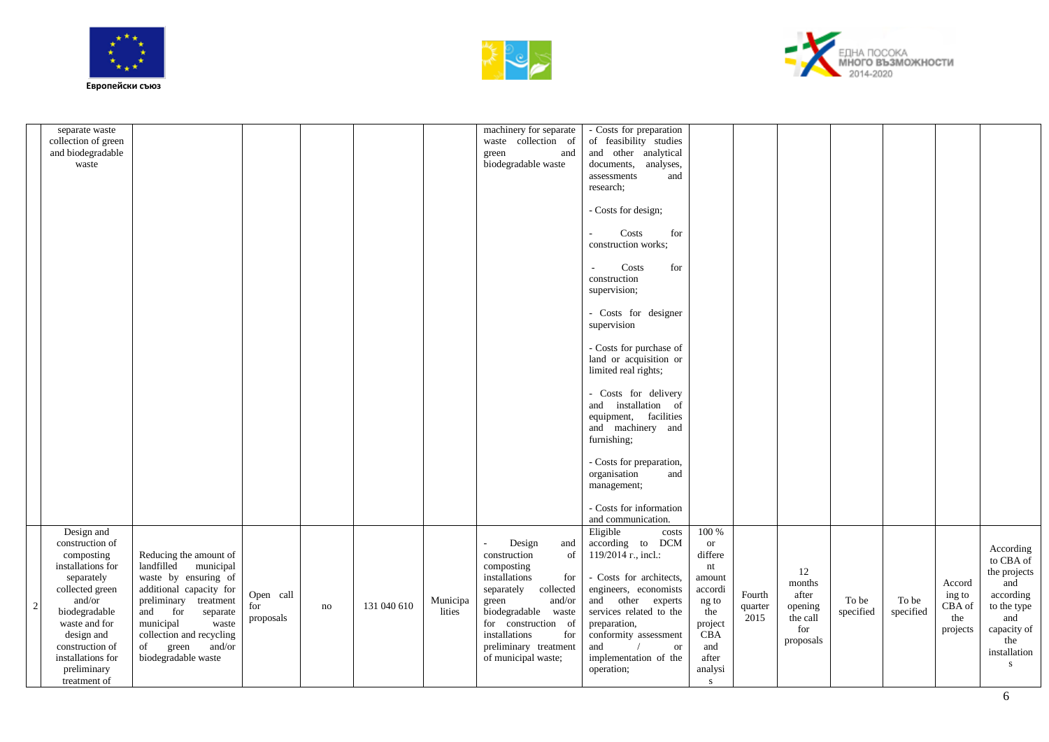| | | | | | | | | | | | | | | | |
|---|---|---|---|---|---|---|---|---|---|---|---|---|---|---|---|
| | separate waste collection of green and biodegradable waste | | | | | | machinery for separate waste collection of green and biodegradable waste | - Costs for preparation of feasibility studies and other analytical documents, analyses, assessments and research;<br><br>- Costs for design;<br><br>- Costs for construction works;<br><br>- Costs for construction supervision;<br><br>- Costs for designer supervision<br><br>- Costs for purchase of land or acquisition or limited real rights;<br><br>- Costs for delivery and installation of equipment, facilities and machinery and furnishing;<br><br>- Costs for preparation, organisation and management;<br><br>- Costs for information and communication. | | | | | | | |
| 2 | Design and construction of composting installations for separately collected green and/or biodegradable waste and for design and construction of installations for preliminary treatment of | Reducing the amount of landfilled municipal waste by ensuring of additional capacity for preliminary treatment and for separate municipal waste collection and recycling of green and/or biodegradable waste | Open call for proposals | no | 131 040 610 | Municipalities | - Design and construction of composting installations for separately collected green and/or biodegradable waste for construction of installations for preliminary treatment of municipal waste; | Eligible costs according to DCM 119/2014 г., incl.:<br><br>- Costs for architects, engineers, economists and other experts services related to the preparation, conformity assessment and / or implementation of the operation; | 100 % or different amount according to the project CBA and after analysis | Fourth quarter 2015 | 12 months after opening the call for proposals | To be specified | To be specified | According to CBA of the projects | According to CBA of the projects and according to the type and capacity of the installations |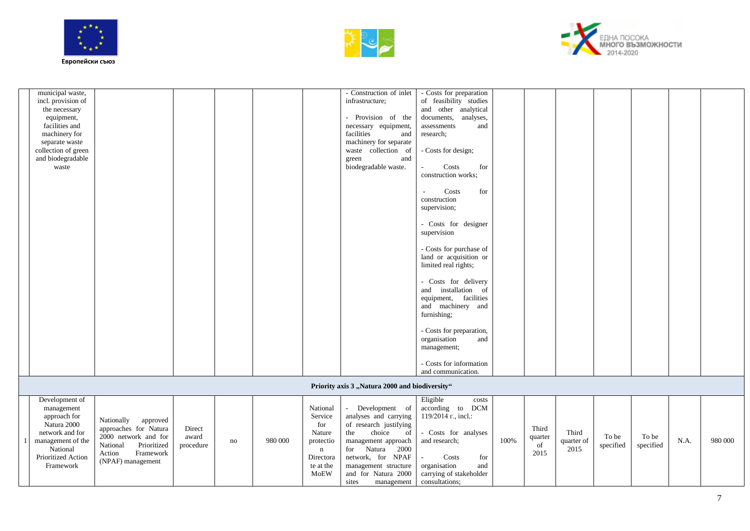| | | | | | | | | | | | | | | | |
|---|---|---|---|---|---|---|---|---|---|---|---|---|---|---|---|
| | municipal waste, incl. provision of the necessary equipment, facilities and machinery for separate waste collection of green and biodegradable waste | | | | | | - Construction of inlet infrastructure;<br><br>- Provision of the necessary equipment, facilities and machinery for separate waste collection of green and biodegradable waste. | - Costs for preparation of feasibility studies and other analytical documents, analyses, assessments and research;<br><br>- Costs for design;<br><br>- Costs for construction works;<br><br>- Costs for construction supervision;<br><br>- Costs for designer supervision<br><br>- Costs for purchase of land or acquisition or limited real rights;<br><br>- Costs for delivery and installation of equipment, facilities and machinery and furnishing;<br><br>- Costs for preparation, organisation and management;<br><br>- Costs for information and communication. | | | | | | | |
| **Priority axis 3 „Natura 2000 and biodiversity“** | | | | | | | | | | | | | | | |
| 1 | Development of management approach for Natura 2000 network and for management of the National Prioritized Action Framework | Nationally approved approaches for Natura 2000 network and for National Prioritized Action Framework (NPAF) management | Direct award procedure | no | 980 000 | National Service for Nature protection Directorate at the MoEW | - Development of analyses and carrying of research justifying the choice of management approach for Natura 2000 network, for NPAF management structure and for Natura 2000 sites management | Eligible costs according to DCM 119/2014 г., incl.:<br><br>- Costs for analyses and research;<br><br>- Costs for organisation and carrying of stakeholder consultations; | 100% | Third quarter of 2015 | Third quarter of 2015 | To be specified | To be specified | N.A. | 980 000 |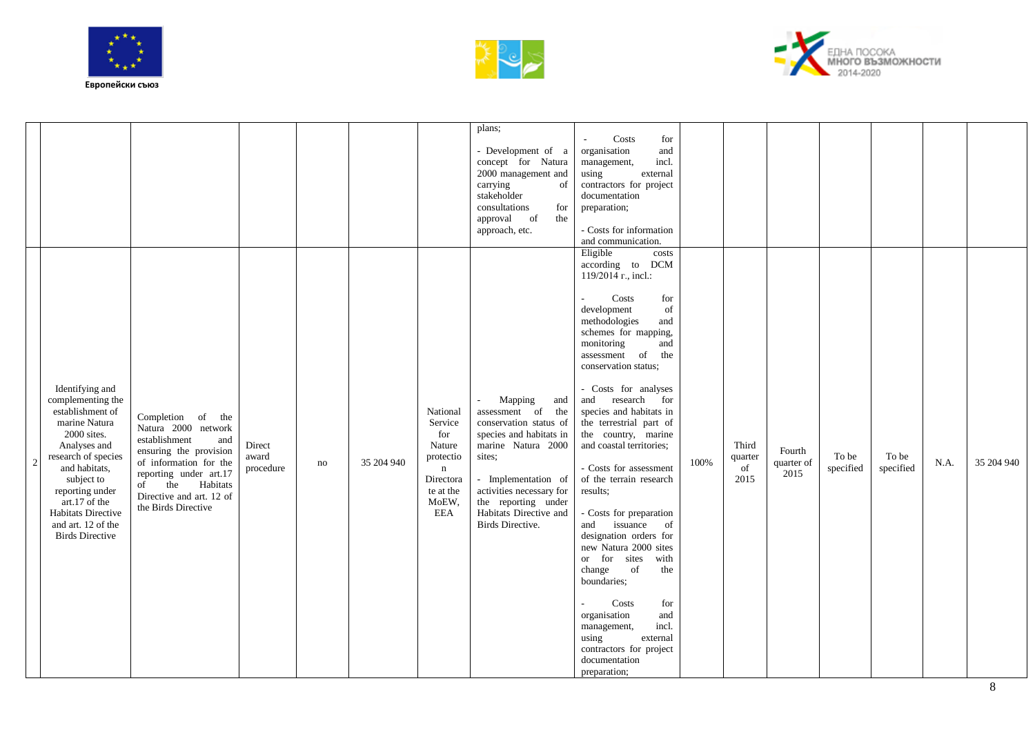| | | | | | | | | | | | | | | | |
|---|---|---|---|---|---|---|---|---|---|---|---|---|---|---|---|
| | | | | | | | plans;<br><br>- Development of a concept for Natura 2000 management and carrying of stakeholder consultations for approval of the approach, etc. | - Costs for organisation and management, incl. using external contractors for project documentation preparation;<br><br>- Costs for information and communication. | | | | | | | |
| 2 | Identifying and complementing the establishment of marine Natura 2000 sites. Analyses and research of species and habitats, subject to reporting under art.17 of the Habitats Directive and art. 12 of the Birds Directive | Completion of the Natura 2000 network establishment and ensuring the provision of information for the reporting under art.17 of the Habitats Directive and art. 12 of the Birds Directive | Direct award procedure | no | 35 204 940 | National Service for Nature protection Directorate at the MoEW, EEA | - Mapping and assessment of the conservation status of species and habitats in marine Natura 2000 sites;<br><br>- Implementation of activities necessary for the reporting under Habitats Directive and Birds Directive. | Eligible costs according to DCM 119/2014 г., incl.:<br><br>- Costs for development of methodologies and schemes for mapping, monitoring and assessment of the conservation status;<br><br>- Costs for analyses and research for species and habitats in the terrestrial part of the country, marine and coastal territories;<br><br>- Costs for assessment of the terrain research results;<br><br>- Costs for preparation and issuance of designation orders for new Natura 2000 sites or for sites with change of the boundaries;<br><br>- Costs for organisation and management, incl. using external contractors for project documentation preparation; | 100% | Third quarter of 2015 | Fourth quarter of 2015 | To be specified | To be specified | N.A. | 35 204 940 |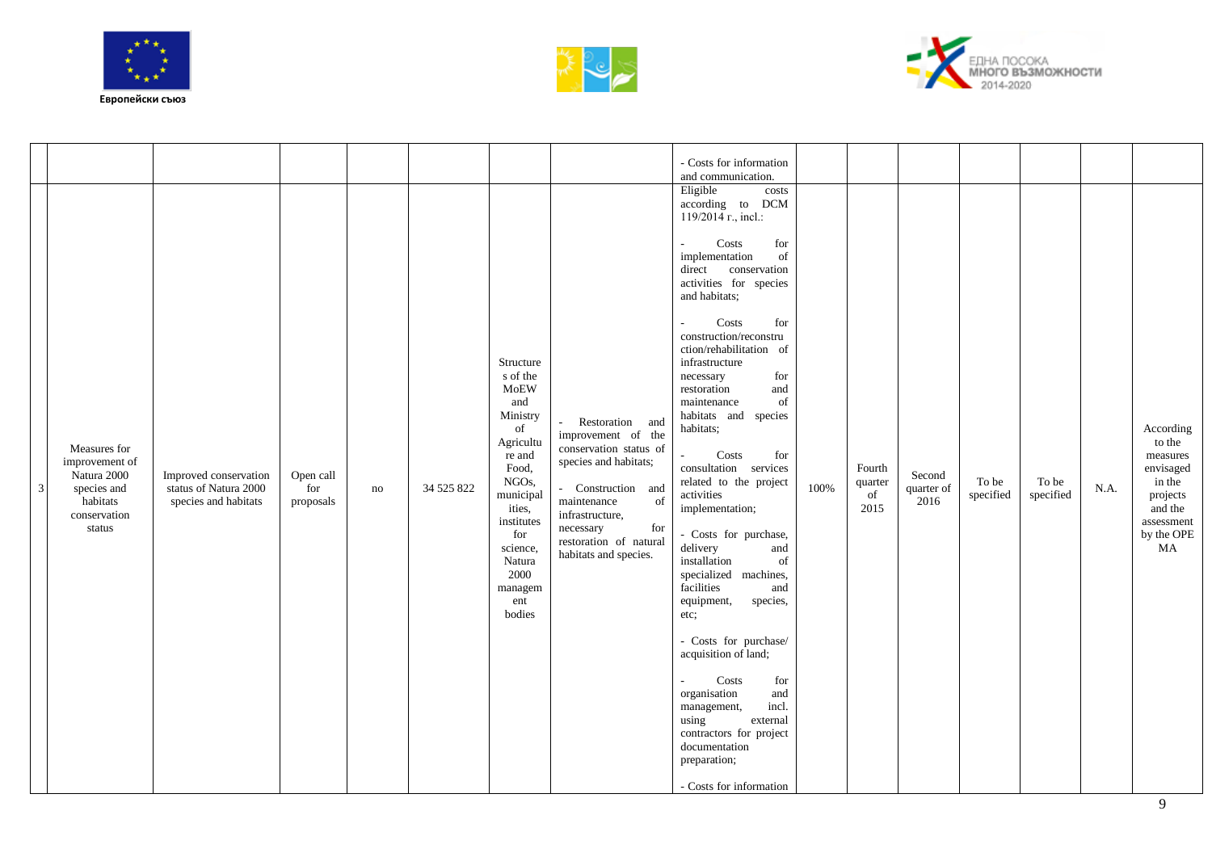| | | | | | | | | | | | | | | |
|---|---|---|---|---|---|---|---|---|---|---|---|---|---|---|
| | | | | | | | - Costs for information and communication. | | | | | | | |
| 3 | Measures for improvement of Natura 2000 species and habitats conservation status | Improved conservation status of Natura 2000 species and habitats | Open call for proposals | no | 34 525 822 | Structures of the MoEW and Ministry of Agriculture and Food, NGOs, municipalities, institutes for science, Natura 2000 management bodies | - Restoration and improvement of the conservation status of species and habitats;<br><br>- Construction and maintenance of infrastructure, necessary for restoration of natural habitats and species. | Eligible costs according to DCM 119/2014 г., incl.:<br><br>- Costs for implementation of direct conservation activities for species and habitats;<br><br>- Costs for construction/reconstruction/rehabilitation of infrastructure necessary for restoration and maintenance of habitats and species habitats;<br><br>- Costs for consultation services related to the project activities implementation;<br><br>- Costs for purchase, delivery and installation of specialized machines, facilities and equipment, species, etc;<br><br>- Costs for purchase/ acquisition of land;<br><br>- Costs for organisation and management, incl. using external contractors for project documentation preparation;<br><br>- Costs for information | 100% | Fourth quarter of 2015 | Second quarter of 2016 | To be specified | To be specified | N.A. | According to the measures envisaged in the projects and the assessment by the OPE MA |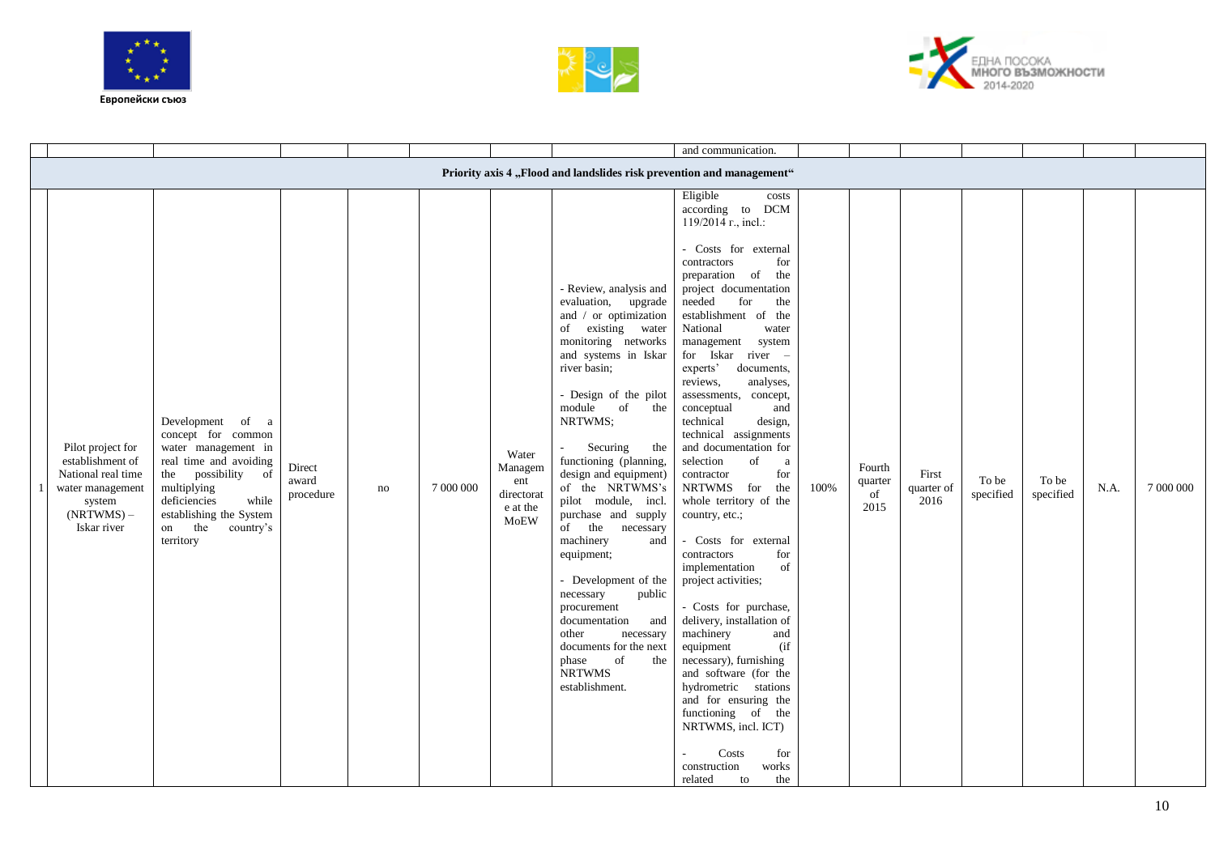| | | | | | | | | | | | | | | |
|---|---|---|---|---|---|---|---|---|---|---|---|---|---|---|
| | | | | | | | | and communication. | | | | | | | |
| **Priority axis 4 „Flood and landslides risk prevention and management“** | | | | | | | | | | | | | | | |
| 1 | Pilot project for establishment of National real time water management system (NRTWMS) – Iskar river | Development of a concept for common water management in real time and avoiding the possibility of multiplying deficiencies while establishing the System on the country's territory | Direct award procedure | no | 7 000 000 | Water Management directorate at the MoEW | - Review, analysis and evaluation, upgrade and / or optimization of existing water monitoring networks and systems in Iskar river basin;<br><br>- Design of the pilot module of the NRTWMS;<br><br>- Securing the functioning (planning, design and equipment) of the NRTWMS's pilot module, incl. purchase and supply of the necessary machinery and equipment;<br><br>- Development of the necessary public procurement documentation and other necessary documents for the next phase of the NRTWMS establishment. | Eligible costs according to DCM 119/2014 г., incl.:<br><br>- Costs for external contractors for preparation of the project documentation needed for the establishment of the National water management system for Iskar river – experts' documents, reviews, analyses, assessments, concept, conceptual and technical design, technical assignments and documentation for selection of a contractor for NRTWMS for the whole territory of the country, etc.;<br><br>- Costs for external contractors for implementation of project activities;<br><br>- Costs for purchase, delivery, installation of machinery and equipment (if necessary), furnishing and software (for the hydrometric stations and for ensuring the functioning of the NRTWMS, incl. ICT)<br><br>- Costs for construction works related to the | 100% | Fourth quarter of 2015 | First quarter of 2016 | To be specified | To be specified | N.A. | 7 000 000 |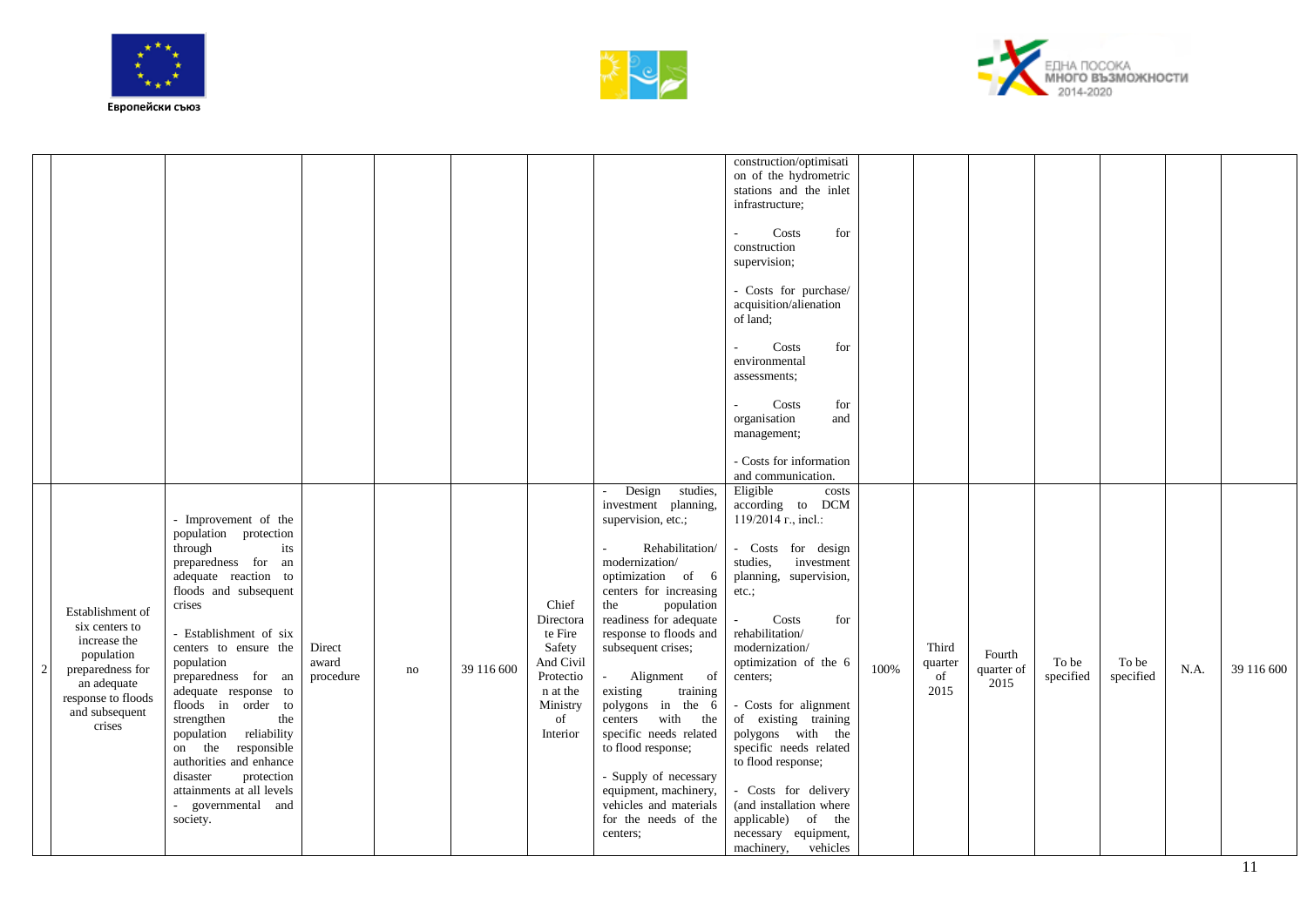| | | | | | | | | | | | | | | | | |
|---|---|---|---|---|---|---|---|---|---|---|---|---|---|---|---|---|
| | | | | | | | | construction/optimisation of the hydrometric stations and the inlet infrastructure;<br><br>- Costs for construction supervision;<br><br>- Costs for purchase/ acquisition/alienation of land;<br><br>- Costs for environmental assessments;<br><br>- Costs for organisation and management;<br><br>- Costs for information and communication. | | | | | | | |
| 2 | Establishment of six centers to increase the population preparedness for an adequate response to floods and subsequent crises | - Improvement of the population protection through its preparedness for an adequate reaction to floods and subsequent crises<br><br>- Establishment of six centers to ensure the population preparedness for an adequate response to floods in order to strengthen the population reliability on the responsible authorities and enhance disaster protection attainments at all levels - governmental and society. | Direct award procedure | no | 39 116 600 | Chief Directorate Fire Safety And Civil Protection at the Ministry of Interior | - Design studies, investment planning, supervision, etc.;<br><br>- Rehabilitation/ modernization/ optimization of 6 centers for increasing the population readiness for adequate response to floods and subsequent crises;<br><br>- Alignment of existing training polygons in the 6 centers with the specific needs related to flood response;<br><br>- Supply of necessary equipment, machinery, vehicles and materials for the needs of the centers; | Eligible costs according to DCM 119/2014 г., incl.:<br><br>- Costs for design studies, investment planning, supervision, etc.;<br><br>- Costs for rehabilitation/ modernization/ optimization of the 6 centers;<br><br>- Costs for alignment of existing training polygons with the specific needs related to flood response;<br><br>- Costs for delivery (and installation where applicable) of the necessary equipment, machinery, vehicles | 100% | Third quarter of 2015 | Fourth quarter of 2015 | To be specified | To be specified | N.A. | 39 116 600 |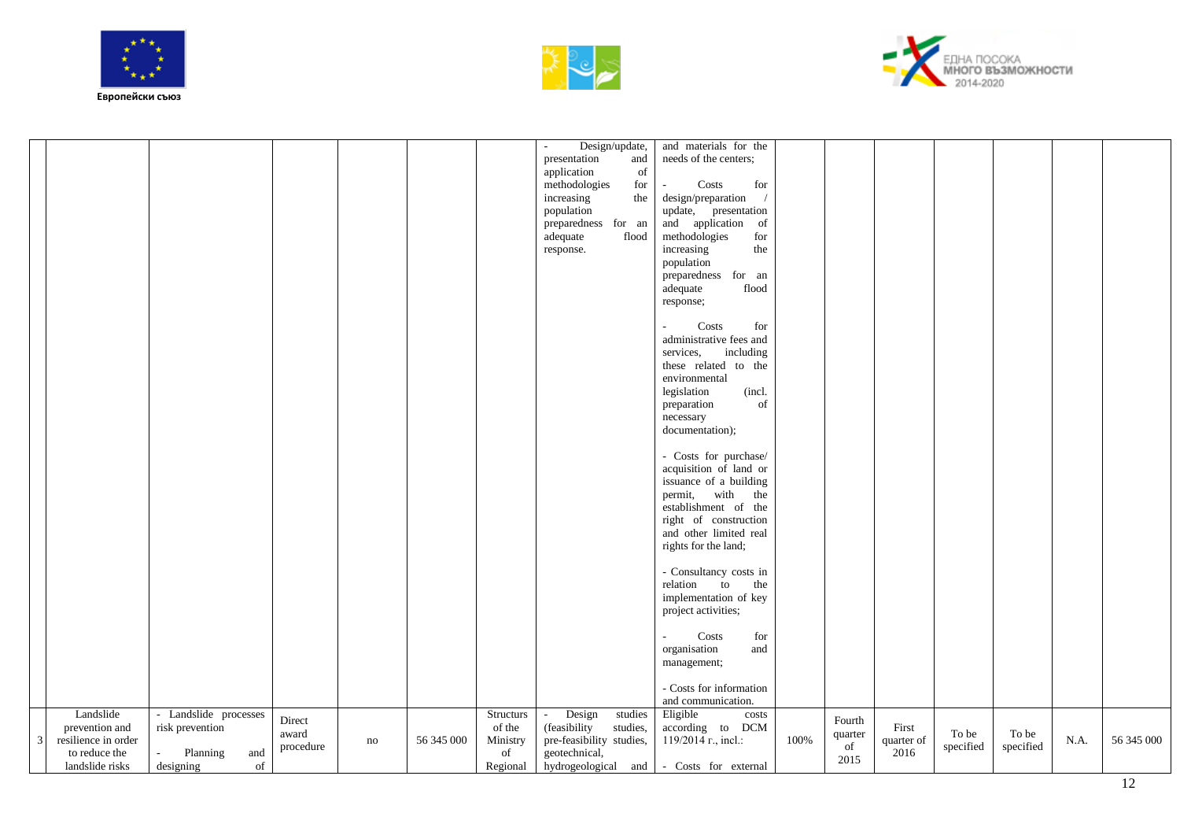| | | | | | | | | | | | | | | | |
|---|---|---|---|---|---|---|---|---|---|---|---|---|---|---|---|
| | | | | | | | - Design/update, presentation and application of methodologies for increasing the population preparedness for an adequate flood response. | and materials for the needs of the centers;<br><br>- Costs for design/preparation / update, presentation and application of methodologies for increasing the population preparedness for an adequate flood response;<br><br>- Costs for administrative fees and services, including these related to the environmental legislation (incl. preparation of necessary documentation);<br><br>- Costs for purchase/ acquisition of land or issuance of a building permit, with the establishment of the right of construction and other limited real rights for the land;<br><br>- Consultancy costs in relation to the implementation of key project activities;<br><br>- Costs for organisation and management;<br><br>- Costs for information and communication. | | | | | | | |
| 3 | Landslide prevention and resilience in order to reduce the landslide risks | - Landslide processes risk prevention<br><br>- Planning and designing of | Direct award procedure | no | 56 345 000 | Structurs of the Ministry of Regional | - Design studies (feasibility studies, pre-feasibility studies, geotechnical, hydrogeological and | Eligible costs according to DCM 119/2014 г., incl.:<br><br>- Costs for external | 100% | Fourth quarter of 2015 | First quarter of 2016 | To be specified | To be specified | N.A. | 56 345 000 |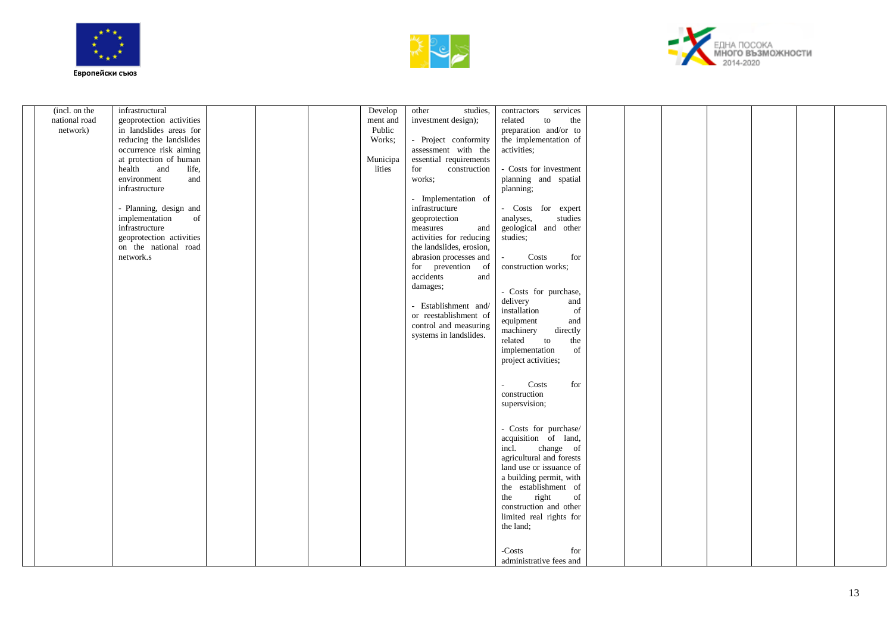| | | | | | | | | | | | | | | | |
|---|---|---|---|---|---|---|---|---|---|---|---|---|---|---|---|
| | (incl. on the national road network) | infrastructural geoprotection activities in landslides areas for reducing the landslides occurrence risk aiming at protection of human health and life, environment and infrastructure<br><br>- Planning, design and implementation of infrastructure geoprotection activities on the national road network.s | | | | Development and Public Works;<br><br>Municipalities | other studies, investment design);<br><br>- Project conformity assessment with the essential requirements for construction works;<br><br>- Implementation of infrastructure geoprotection measures and activities for reducing the landslides, erosion, abrasion processes and for prevention of accidents and damages;<br><br>- Establishment and/ or reestablishment of control and measuring systems in landslides. | contractors services related to the preparation and/or to the implementation of activities;<br><br>- Costs for investment planning and spatial planning;<br><br>- Costs for expert analyses, studies geological and other studies;<br><br>- Costs for construction works;<br><br>- Costs for purchase, delivery and installation of equipment and machinery directly related to the implementation of project activities;<br><br>- Costs for construction supersvision;<br><br>- Costs for purchase/ acquisition of land, incl. change of agricultural and forests land use or issuance of a building permit, with the establishment of the right of construction and other limited real rights for the land;<br><br>-Costs for administrative fees and | | | | | | | |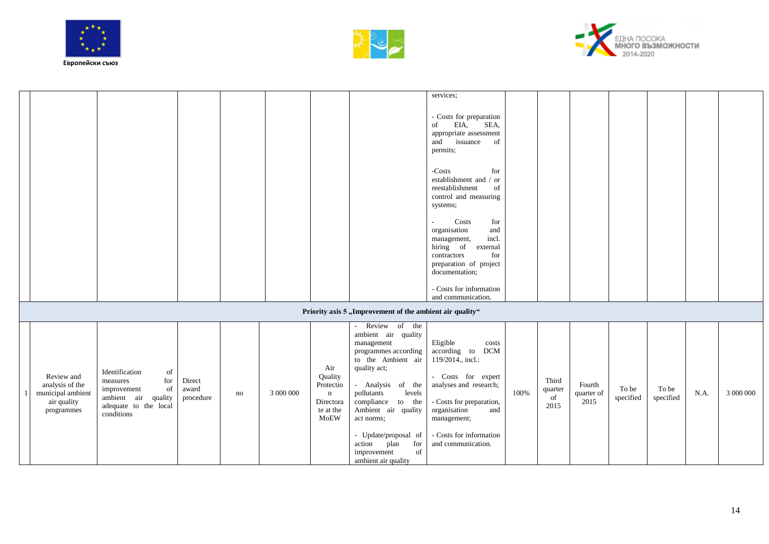| | | | | | | | | | | | | | | | |
|---|---|---|---|---|---|---|---|---|---|---|---|---|---|---|---|
| | | | | | | | | services;<br><br>- Costs for preparation of EIA, SEA, appropriate assessment and issuance of permits;<br><br>-Costs for establishment and / or reestablishment of control and measuring systems;<br><br>- Costs for organisation and management, incl. hiring of external contractors for preparation of project documentation;<br><br>- Costs for information and communication. | | | | | | | |
| **Priority axis 5 „Improvement of the ambient air quality“** | | | | | | | | | | | | | | | |
| 1 | Review and analysis of the municipal ambient air quality programmes | Identification of measures for improvement of ambient air quality adequate to the local conditions | Direct award procedure | no | 3 000 000 | Air Quality Protection Directorate at the MoEW | - Review of the ambient air quality management programmes according to the Ambient air quality act;<br><br>- Analysis of the pollutants levels compliance to the Ambient air quality act norms;<br><br>- Update/proposal of action plan for improvement of ambient air quality | Eligible costs according to DCM 119/2014., incl.:<br><br>- Costs for expert analyses and research;<br><br>- Costs for preparation, organisation and management;<br><br>- Costs for information and communication. | 100% | Third quarter of 2015 | Fourth quarter of 2015 | To be specified | To be specified | N.A. | 3 000 000 |